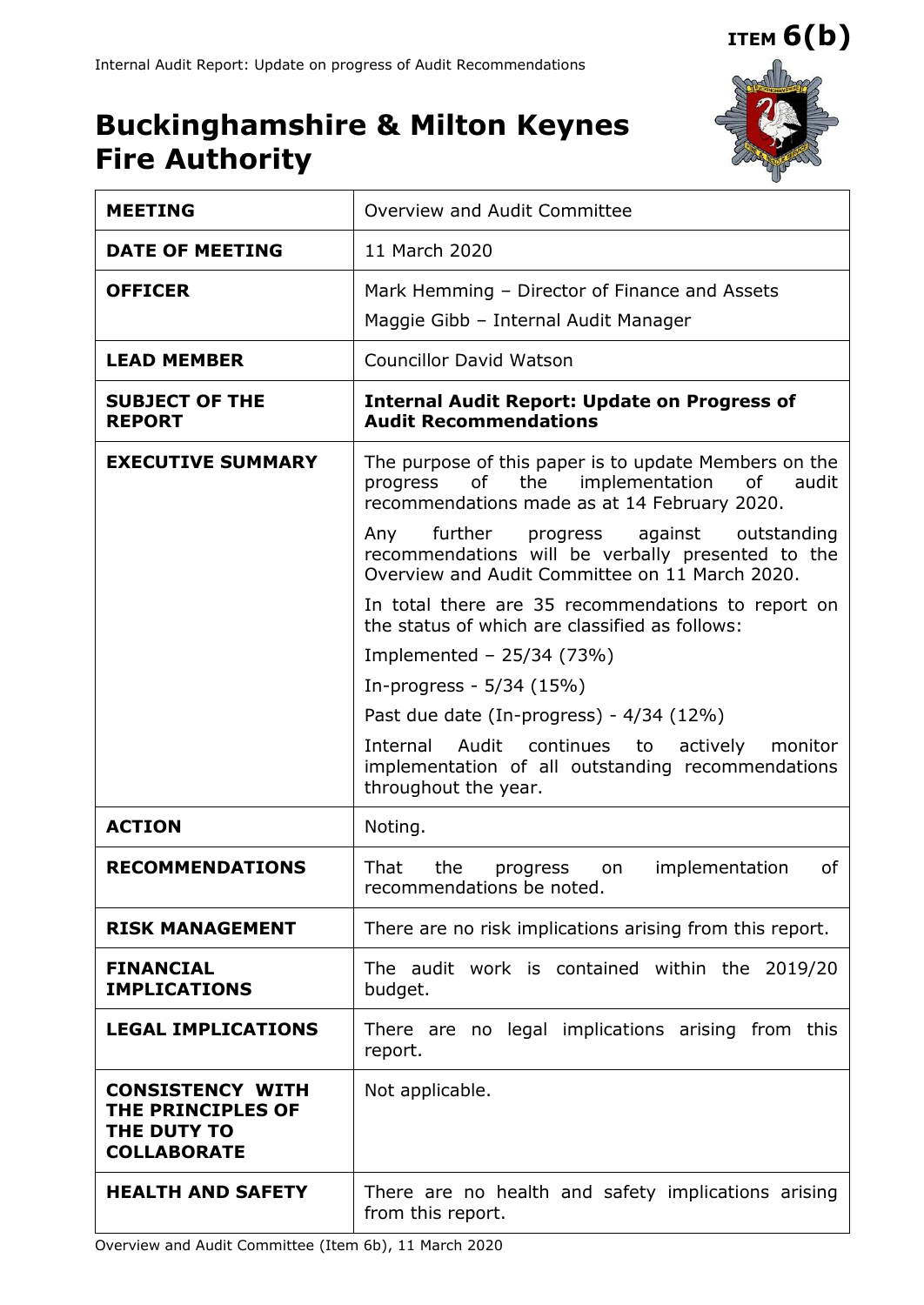**ITEM 6(b)**

# Buckinghamshire & Milton Keynes Fire Authority

| | |
|---|---|
| **MEETING** | Overview and Audit Committee |
| **DATE OF MEETING** | 11 March 2020 |
| **OFFICER** | Mark Hemming – Director of Finance and Assets<br>Maggie Gibb – Internal Audit Manager |
| **LEAD MEMBER** | Councillor David Watson |
| **SUBJECT OF THE REPORT** | **Internal Audit Report: Update on Progress of Audit Recommendations** |
| **EXECUTIVE SUMMARY** | The purpose of this paper is to update Members on the progress of the implementation of audit recommendations made as at 14 February 2020.<br>Any further progress against outstanding recommendations will be verbally presented to the Overview and Audit Committee on 11 March 2020.<br>In total there are 35 recommendations to report on the status of which are classified as follows:<br>Implemented – 25/34 (73%)<br>In-progress - 5/34 (15%)<br>Past due date (In-progress) - 4/34 (12%)<br>Internal Audit continues to actively monitor implementation of all outstanding recommendations throughout the year. |
| **ACTION** | Noting. |
| **RECOMMENDATIONS** | That the progress on implementation of recommendations be noted. |
| **RISK MANAGEMENT** | There are no risk implications arising from this report. |
| **FINANCIAL IMPLICATIONS** | The audit work is contained within the 2019/20 budget. |
| **LEGAL IMPLICATIONS** | There are no legal implications arising from this report. |
| **CONSISTENCY WITH THE PRINCIPLES OF THE DUTY TO COLLABORATE** | Not applicable. |
| **HEALTH AND SAFETY** | There are no health and safety implications arising from this report. |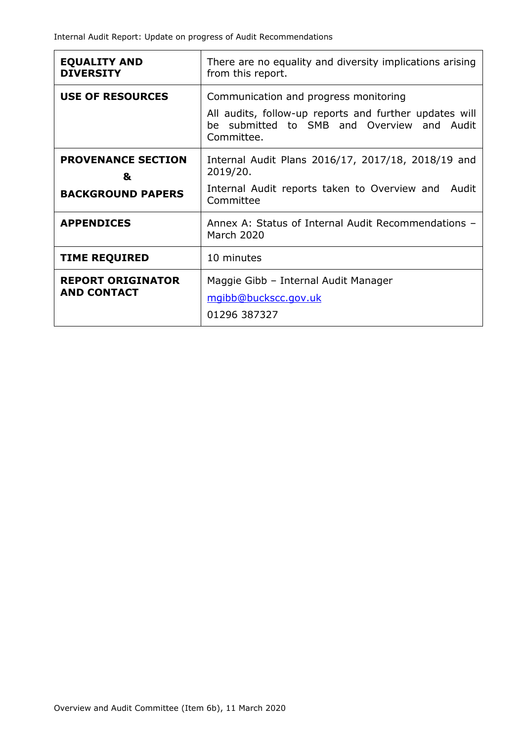| | |
|---|---|
| **EQUALITY AND DIVERSITY** | There are no equality and diversity implications arising from this report. |
| **USE OF RESOURCES** | Communication and progress monitoring<br><br>All audits, follow-up reports and further updates will be submitted to SMB and Overview and Audit Committee. |
| **PROVENANCE SECTION<br>&<br>BACKGROUND PAPERS** | Internal Audit Plans 2016/17, 2017/18, 2018/19 and 2019/20.<br><br>Internal Audit reports taken to Overview and Audit Committee |
| **APPENDICES** | Annex A: Status of Internal Audit Recommendations – March 2020 |
| **TIME REQUIRED** | 10 minutes |
| **REPORT ORIGINATOR AND CONTACT** | Maggie Gibb – Internal Audit Manager<br><br>mgibb@buckscc.gov.uk<br><br>01296 387327 |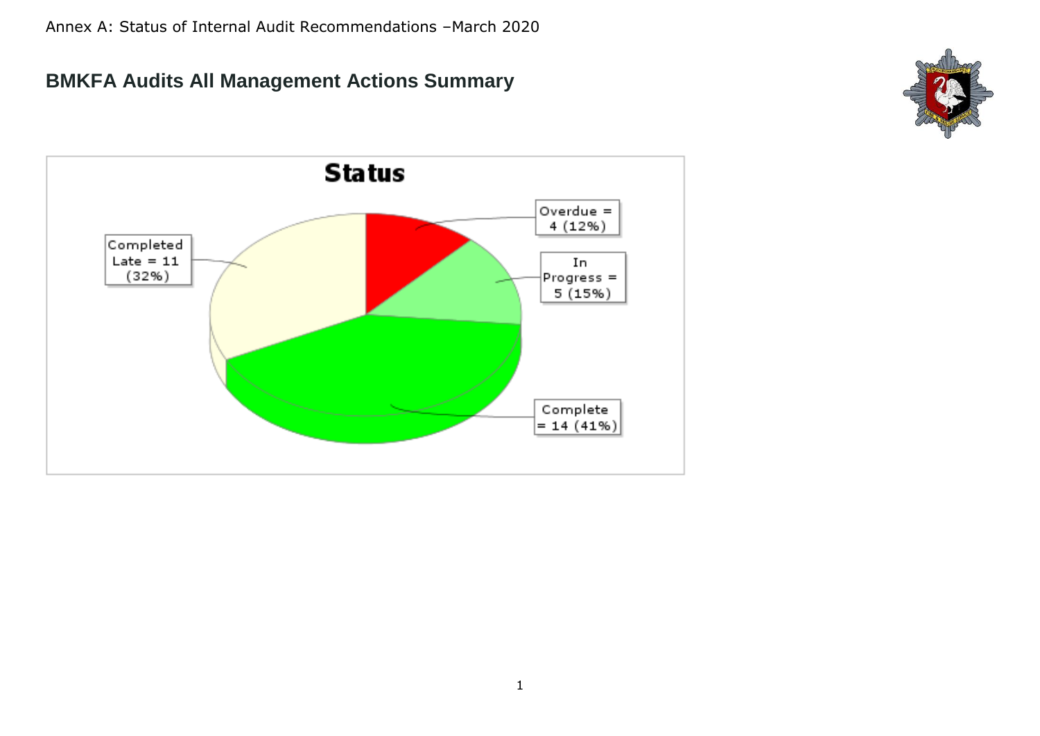Annex A: Status of Internal Audit Recommendations –March 2020

## BMKFA Audits All Management Actions Summary

**Status**

Overdue = 4 (12%)

In Progress = 5 (15%)

Complete = 14 (41%)

Completed Late = 11 (32%)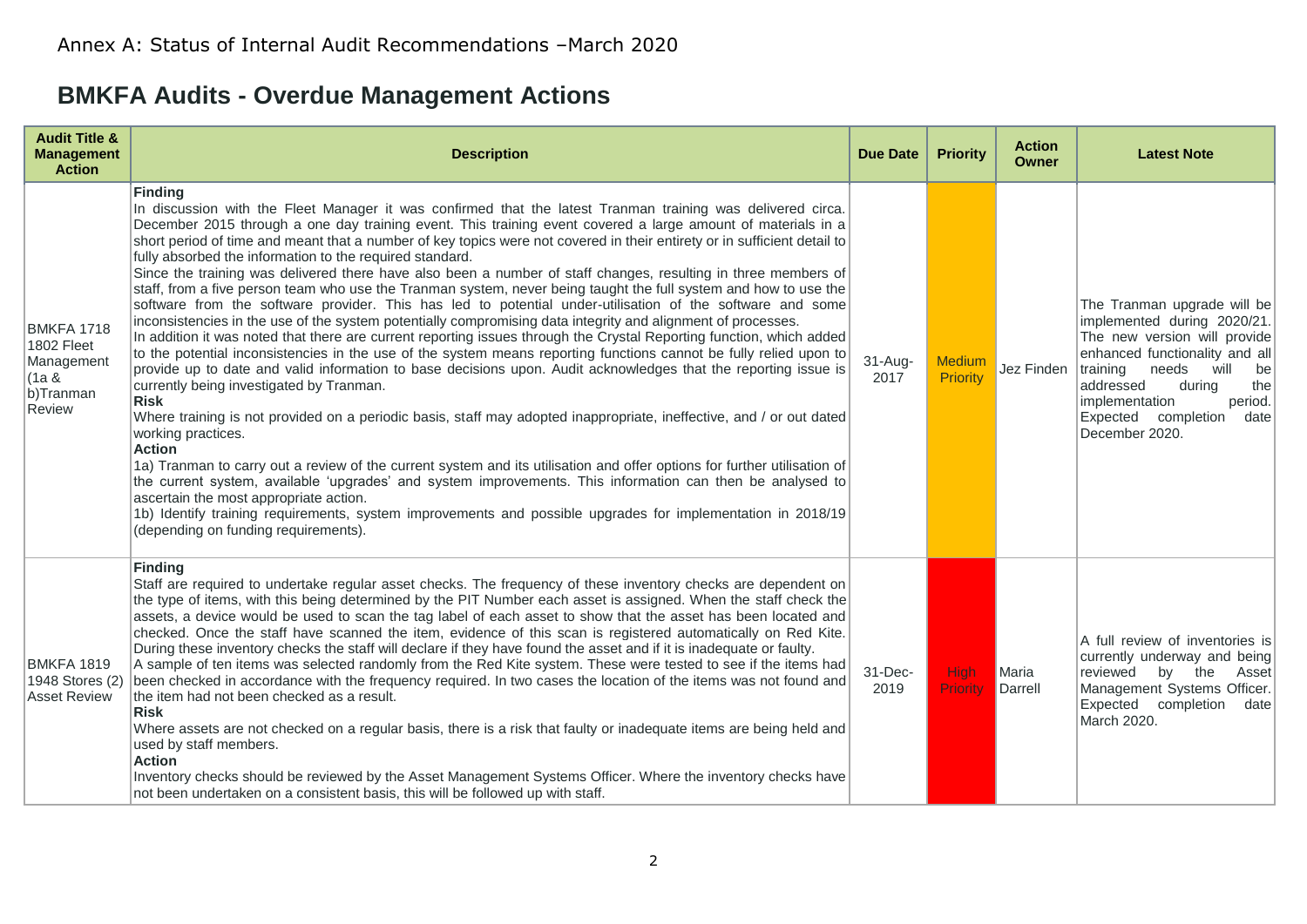Annex A: Status of Internal Audit Recommendations –March 2020

# BMKFA Audits - Overdue Management Actions

| Audit Title & Management Action | Description | Due Date | Priority | Action Owner | Latest Note |
|---|---|---|---|---|---|
| BMKFA 1718 1802 Fleet Management (1a & b)Tranman Review | **Finding**<br>In discussion with the Fleet Manager it was confirmed that the latest Tranman training was delivered circa. December 2015 through a one day training event. This training event covered a large amount of materials in a short period of time and meant that a number of key topics were not covered in their entirety or in sufficient detail to fully absorbed the information to the required standard.<br>Since the training was delivered there have also been a number of staff changes, resulting in three members of staff, from a five person team who use the Tranman system, never being taught the full system and how to use the software from the software provider. This has led to potential under-utilisation of the software and some inconsistencies in the use of the system potentially compromising data integrity and alignment of processes.<br>In addition it was noted that there are current reporting issues through the Crystal Reporting function, which added to the potential inconsistencies in the use of the system means reporting functions cannot be fully relied upon to provide up to date and valid information to base decisions upon. Audit acknowledges that the reporting issue is currently being investigated by Tranman.<br>**Risk**<br>Where training is not provided on a periodic basis, staff may adopted inappropriate, ineffective, and / or out dated working practices.<br>**Action**<br>1a) Tranman to carry out a review of the current system and its utilisation and offer options for further utilisation of the current system, available 'upgrades' and system improvements. This information can then be analysed to ascertain the most appropriate action.<br>1b) Identify training requirements, system improvements and possible upgrades for implementation in 2018/19 (depending on funding requirements). | 31-Aug-2017 | Medium Priority | Jez Finden | The Tranman upgrade will be implemented during 2020/21. The new version will provide enhanced functionality and all training needs will be addressed during the implementation period. Expected completion date December 2020. |
| BMKFA 1819 1948 Stores (2) Asset Review | **Finding**<br>Staff are required to undertake regular asset checks. The frequency of these inventory checks are dependent on the type of items, with this being determined by the PIT Number each asset is assigned. When the staff check the assets, a device would be used to scan the tag label of each asset to show that the asset has been located and checked. Once the staff have scanned the item, evidence of this scan is registered automatically on Red Kite. During these inventory checks the staff will declare if they have found the asset and if it is inadequate or faulty.<br>A sample of ten items was selected randomly from the Red Kite system. These were tested to see if the items had been checked in accordance with the frequency required. In two cases the location of the items was not found and the item had not been checked as a result.<br>**Risk**<br>Where assets are not checked on a regular basis, there is a risk that faulty or inadequate items are being held and used by staff members.<br>**Action**<br>Inventory checks should be reviewed by the Asset Management Systems Officer. Where the inventory checks have not been undertaken on a consistent basis, this will be followed up with staff. | 31-Dec-2019 | High Priority | Maria Darrell | A full review of inventories is currently underway and being reviewed by the Asset Management Systems Officer. Expected completion date March 2020. |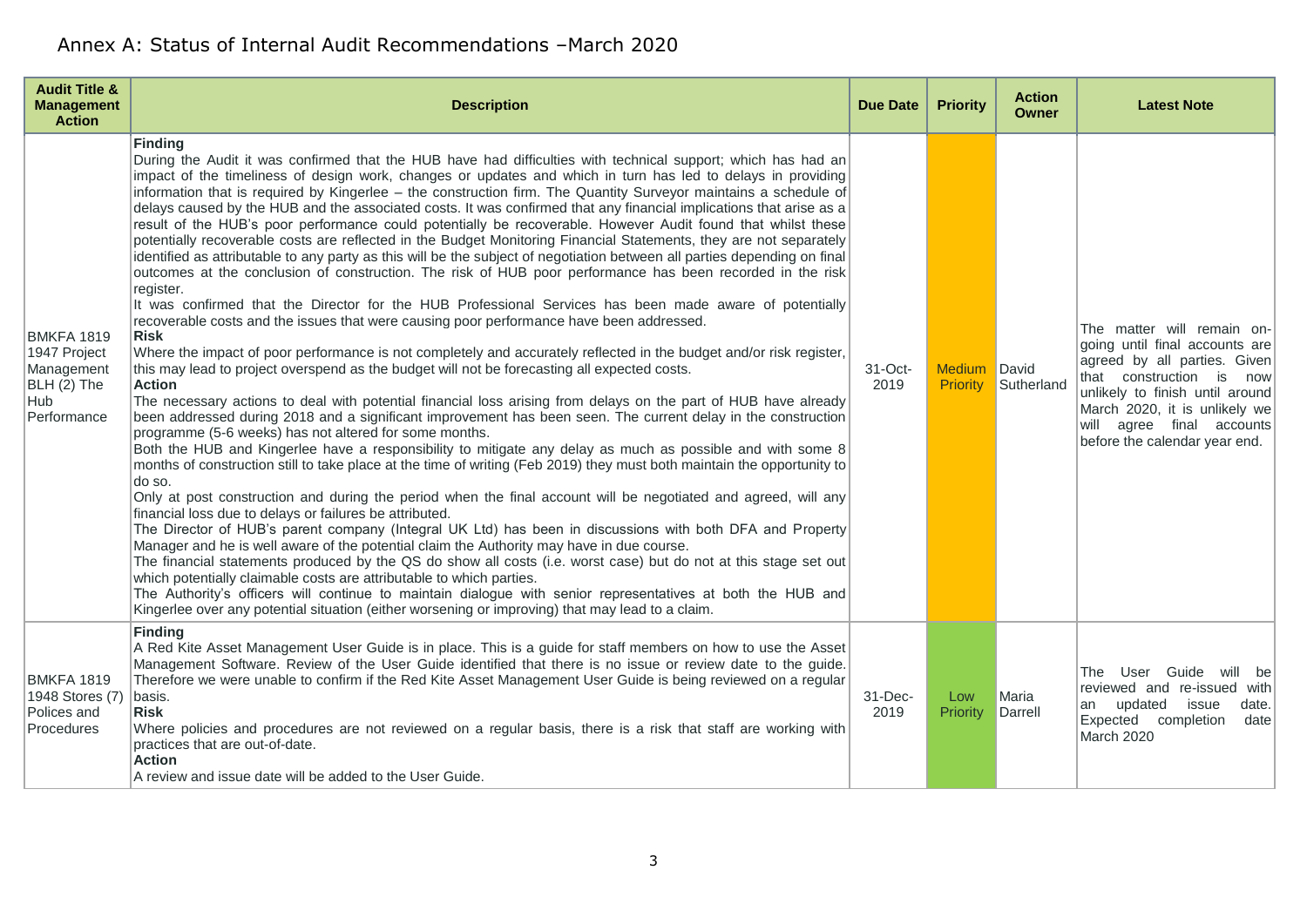## Annex A: Status of Internal Audit Recommendations –March 2020

| Audit Title & Management Action | Description | Due Date | Priority | Action Owner | Latest Note |
|---|---|---|---|---|---|
| BMKFA 1819 1947 Project Management BLH (2) The Hub Performance | **Finding**<br>During the Audit it was confirmed that the HUB have had difficulties with technical support; which has had an impact of the timeliness of design work, changes or updates and which in turn has led to delays in providing information that is required by Kingerlee – the construction firm. The Quantity Surveyor maintains a schedule of delays caused by the HUB and the associated costs. It was confirmed that any financial implications that arise as a result of the HUB's poor performance could potentially be recoverable. However Audit found that whilst these potentially recoverable costs are reflected in the Budget Monitoring Financial Statements, they are not separately identified as attributable to any party as this will be the subject of negotiation between all parties depending on final outcomes at the conclusion of construction. The risk of HUB poor performance has been recorded in the risk register.<br>It was confirmed that the Director for the HUB Professional Services has been made aware of potentially recoverable costs and the issues that were causing poor performance have been addressed.<br>**Risk**<br>Where the impact of poor performance is not completely and accurately reflected in the budget and/or risk register, this may lead to project overspend as the budget will not be forecasting all expected costs.<br>**Action**<br>The necessary actions to deal with potential financial loss arising from delays on the part of HUB have already been addressed during 2018 and a significant improvement has been seen. The current delay in the construction programme (5-6 weeks) has not altered for some months.<br>Both the HUB and Kingerlee have a responsibility to mitigate any delay as much as possible and with some 8 months of construction still to take place at the time of writing (Feb 2019) they must both maintain the opportunity to do so.<br>Only at post construction and during the period when the final account will be negotiated and agreed, will any financial loss due to delays or failures be attributed.<br>The Director of HUB's parent company (Integral UK Ltd) has been in discussions with both DFA and Property Manager and he is well aware of the potential claim the Authority may have in due course.<br>The financial statements produced by the QS do show all costs (i.e. worst case) but do not at this stage set out which potentially claimable costs are attributable to which parties.<br>The Authority's officers will continue to maintain dialogue with senior representatives at both the HUB and Kingerlee over any potential situation (either worsening or improving) that may lead to a claim. | 31-Oct-2019 | Medium Priority | David Sutherland | The matter will remain on-going until final accounts are agreed by all parties. Given that construction is now unlikely to finish until around March 2020, it is unlikely we will agree final accounts before the calendar year end. |
| BMKFA 1819 1948 Stores (7) Polices and Procedures | **Finding**<br>A Red Kite Asset Management User Guide is in place. This is a guide for staff members on how to use the Asset Management Software. Review of the User Guide identified that there is no issue or review date to the guide. Therefore we were unable to confirm if the Red Kite Asset Management User Guide is being reviewed on a regular basis.<br>**Risk**<br>Where policies and procedures are not reviewed on a regular basis, there is a risk that staff are working with practices that are out-of-date.<br>**Action**<br>A review and issue date will be added to the User Guide. | 31-Dec-2019 | Low Priority | Maria Darrell | The User Guide will be reviewed and re-issued with an updated issue date. Expected completion date March 2020 |